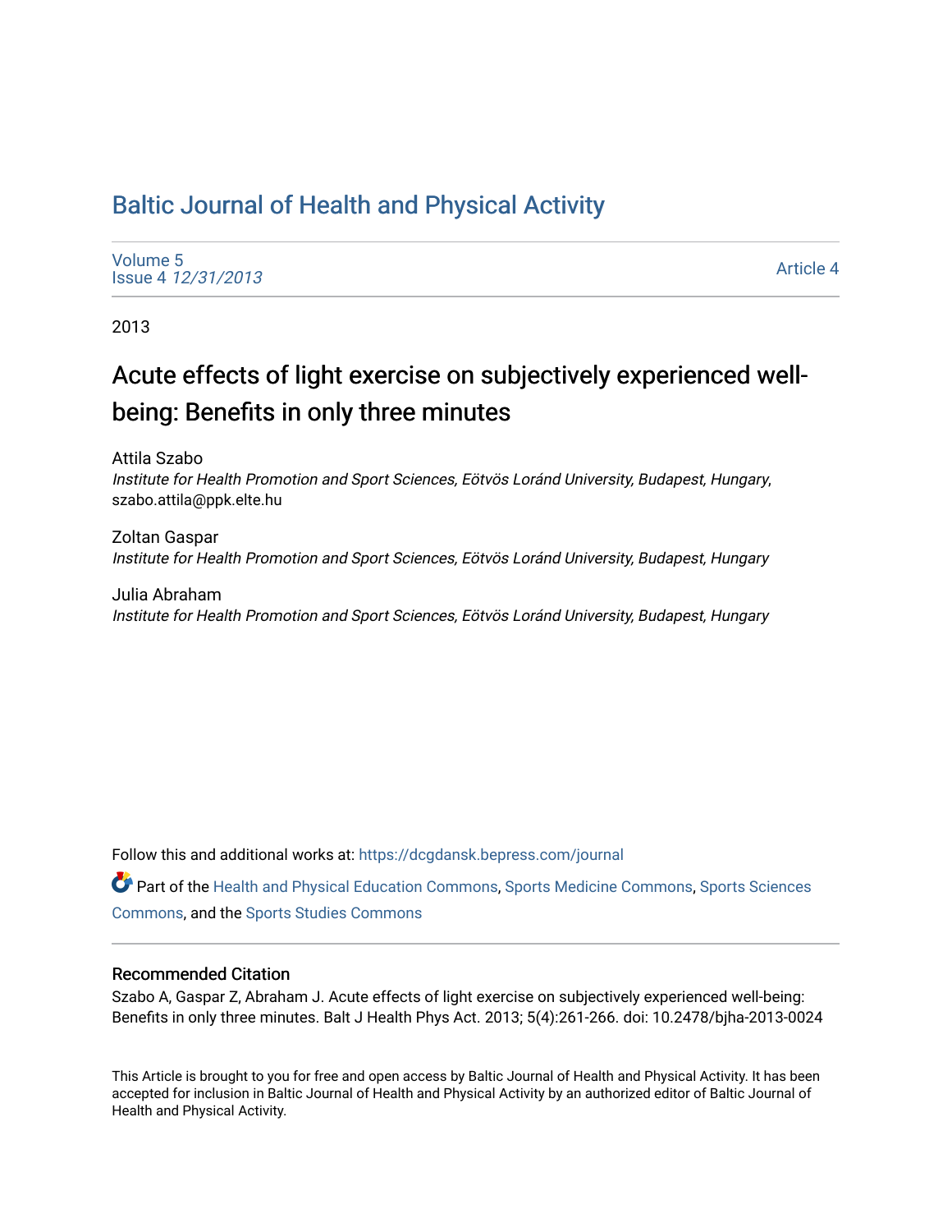# Baltic Journal of Health and Physical Activity

Volume 5
Issue 4 *12/31/2013*

Article 4

2013

## Acute effects of light exercise on subjectively experienced well-being: Benefits in only three minutes

Attila Szabo
*Institute for Health Promotion and Sport Sciences, Eötvös Loránd University, Budapest, Hungary*, szabo.attila@ppk.elte.hu

Zoltan Gaspar
*Institute for Health Promotion and Sport Sciences, Eötvös Loránd University, Budapest, Hungary*

Julia Abraham
*Institute for Health Promotion and Sport Sciences, Eötvös Loránd University, Budapest, Hungary*

Follow this and additional works at: https://dcgdansk.bepress.com/journal

Part of the Health and Physical Education Commons, Sports Medicine Commons, Sports Sciences Commons, and the Sports Studies Commons

### Recommended Citation

Szabo A, Gaspar Z, Abraham J. Acute effects of light exercise on subjectively experienced well-being: Benefits in only three minutes. Balt J Health Phys Act. 2013; 5(4):261-266. doi: 10.2478/bjha-2013-0024

This Article is brought to you for free and open access by Baltic Journal of Health and Physical Activity. It has been accepted for inclusion in Baltic Journal of Health and Physical Activity by an authorized editor of Baltic Journal of Health and Physical Activity.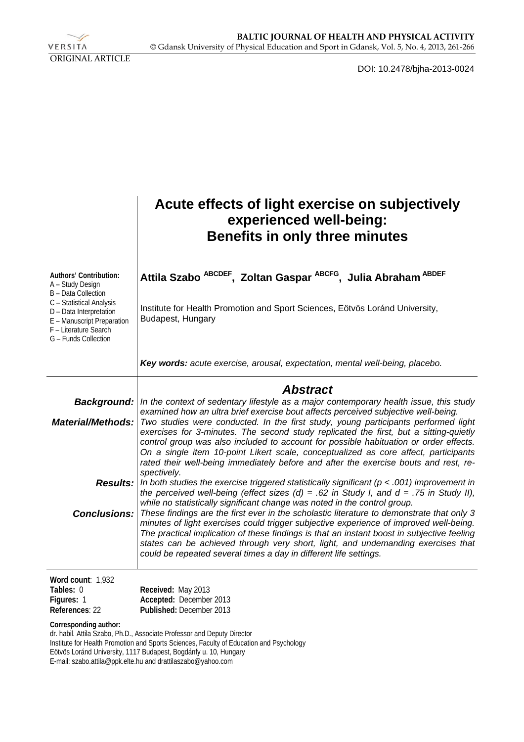BALTIC JOURNAL OF HEALTH AND PHYSICAL ACTIVITY

ORIGINAL ARTICLE

DOI: 10.2478/bjha-2013-0024

# Acute effects of light exercise on subjectively experienced well-being: Benefits in only three minutes

**Attila Szabo** [ABCDEF]**, Zoltan Gaspar** [ABCFG]**, Julia Abraham** [ABDEF]

Institute for Health Promotion and Sport Sciences, Eötvös Loránd University, Budapest, Hungary

**Authors' Contribution:**
A – Study Design
B – Data Collection
C – Statistical Analysis
D – Data Interpretation
E – Manuscript Preparation
F – Literature Search
G – Funds Collection

***Key words:*** *acute exercise, arousal, expectation, mental well-being, placebo.*

## *Abstract*

***Background:*** *In the context of sedentary lifestyle as a major contemporary health issue, this study examined how an ultra brief exercise bout affects perceived subjective well-being.*

***Material/Methods:*** *Two studies were conducted. In the first study, young participants performed light exercises for 3-minutes. The second study replicated the first, but a sitting-quietly control group was also included to account for possible habituation or order effects. On a single item 10-point Likert scale, conceptualized as core affect, participants rated their well-being immediately before and after the exercise bouts and rest, respectively.*

***Results:*** *In both studies the exercise triggered statistically significant ($p < .001$) improvement in the perceived well-being (effect sizes ($d$) = .62 in Study I, and $d$ = .75 in Study II), while no statistically significant change was noted in the control group.*

***Conclusions:*** *These findings are the first ever in the scholastic literature to demonstrate that only 3 minutes of light exercises could trigger subjective experience of improved well-being. The practical implication of these findings is that an instant boost in subjective feeling states can be achieved through very short, light, and undemanding exercises that could be repeated several times a day in different life settings.*

**Word count**: 1,932
**Tables:** 0
**Figures:** 1
**References**: 22

**Received:** May 2013
**Accepted:** December 2013
**Published:** December 2013

**Corresponding author:**
dr. habil. Attila Szabo, Ph.D., Associate Professor and Deputy Director
Institute for Health Promotion and Sports Sciences, Faculty of Education and Psychology
Eötvös Loránd University, 1117 Budapest, Bogdánfy u. 10, Hungary
E-mail: szabo.attila@ppk.elte.hu and drattilaszabo@yahoo.com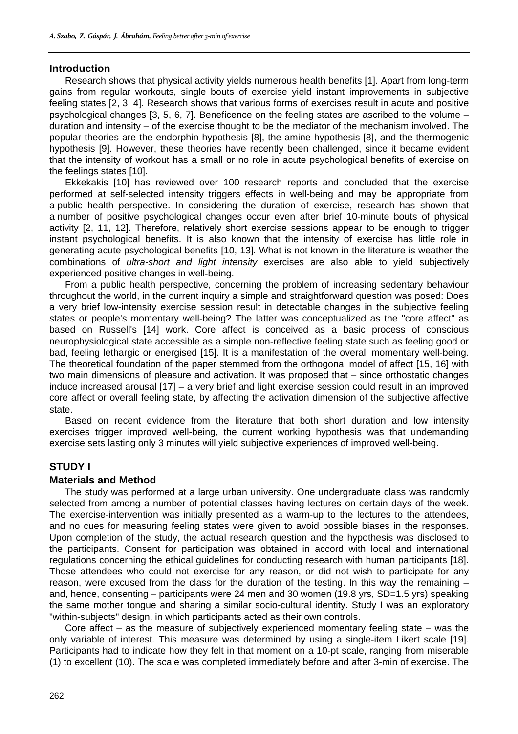## Introduction

Research shows that physical activity yields numerous health benefits [1]. Apart from long-term gains from regular workouts, single bouts of exercise yield instant improvements in subjective feeling states [2, 3, 4]. Research shows that various forms of exercises result in acute and positive psychological changes [3, 5, 6, 7]. Beneficence on the feeling states are ascribed to the volume – duration and intensity – of the exercise thought to be the mediator of the mechanism involved. The popular theories are the endorphin hypothesis [8], the amine hypothesis [8], and the thermogenic hypothesis [9]. However, these theories have recently been challenged, since it became evident that the intensity of workout has a small or no role in acute psychological benefits of exercise on the feelings states [10].

Ekkekakis [10] has reviewed over 100 research reports and concluded that the exercise performed at self-selected intensity triggers effects in well-being and may be appropriate from a public health perspective. In considering the duration of exercise, research has shown that a number of positive psychological changes occur even after brief 10-minute bouts of physical activity [2, 11, 12]. Therefore, relatively short exercise sessions appear to be enough to trigger instant psychological benefits. It is also known that the intensity of exercise has little role in generating acute psychological benefits [10, 13]. What is not known in the literature is weather the combinations of *ultra-short and light intensity* exercises are also able to yield subjectively experienced positive changes in well-being.

From a public health perspective, concerning the problem of increasing sedentary behaviour throughout the world, in the current inquiry a simple and straightforward question was posed: Does a very brief low-intensity exercise session result in detectable changes in the subjective feeling states or people's momentary well-being? The latter was conceptualized as the "core affect" as based on Russell's [14] work. Core affect is conceived as a basic process of conscious neurophysiological state accessible as a simple non-reflective feeling state such as feeling good or bad, feeling lethargic or energised [15]. It is a manifestation of the overall momentary well-being. The theoretical foundation of the paper stemmed from the orthogonal model of affect [15, 16] with two main dimensions of pleasure and activation. It was proposed that – since orthostatic changes induce increased arousal [17] – a very brief and light exercise session could result in an improved core affect or overall feeling state, by affecting the activation dimension of the subjective affective state.

Based on recent evidence from the literature that both short duration and low intensity exercises trigger improved well-being, the current working hypothesis was that undemanding exercise sets lasting only 3 minutes will yield subjective experiences of improved well-being.

## STUDY I

### Materials and Method

The study was performed at a large urban university. One undergraduate class was randomly selected from among a number of potential classes having lectures on certain days of the week. The exercise-intervention was initially presented as a warm-up to the lectures to the attendees, and no cues for measuring feeling states were given to avoid possible biases in the responses. Upon completion of the study, the actual research question and the hypothesis was disclosed to the participants. Consent for participation was obtained in accord with local and international regulations concerning the ethical guidelines for conducting research with human participants [18]. Those attendees who could not exercise for any reason, or did not wish to participate for any reason, were excused from the class for the duration of the testing. In this way the remaining – and, hence, consenting – participants were 24 men and 30 women (19.8 yrs, SD=1.5 yrs) speaking the same mother tongue and sharing a similar socio-cultural identity. Study I was an exploratory "within-subjects" design, in which participants acted as their own controls.

Core affect – as the measure of subjectively experienced momentary feeling state – was the only variable of interest. This measure was determined by using a single-item Likert scale [19]. Participants had to indicate how they felt in that moment on a 10-pt scale, ranging from miserable (1) to excellent (10). The scale was completed immediately before and after 3-min of exercise. The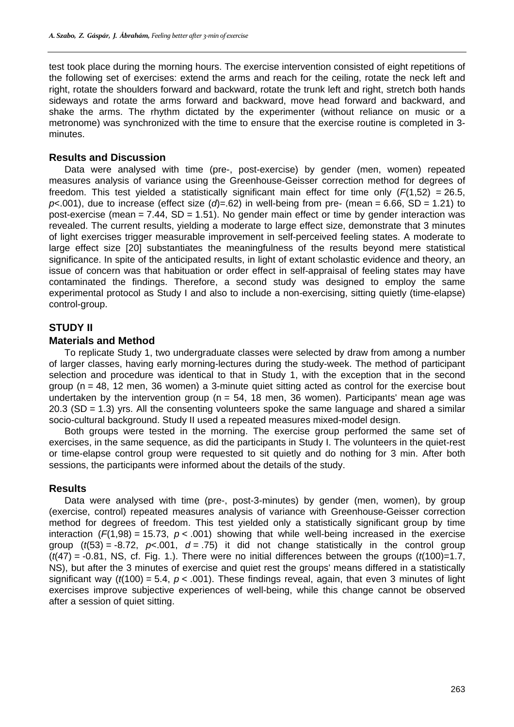test took place during the morning hours. The exercise intervention consisted of eight repetitions of the following set of exercises: extend the arms and reach for the ceiling, rotate the neck left and right, rotate the shoulders forward and backward, rotate the trunk left and right, stretch both hands sideways and rotate the arms forward and backward, move head forward and backward, and shake the arms. The rhythm dictated by the experimenter (without reliance on music or a metronome) was synchronized with the time to ensure that the exercise routine is completed in 3-minutes.

### Results and Discussion

Data were analysed with time (pre-, post-exercise) by gender (men, women) repeated measures analysis of variance using the Greenhouse-Geisser correction method for degrees of freedom. This test yielded a statistically significant main effect for time only ($F(1,52) = 26.5$, $p<.001$), due to increase (effect size ($d$)=.62) in well-being from pre- (mean = 6.66, SD = 1.21) to post-exercise (mean = 7.44, SD = 1.51). No gender main effect or time by gender interaction was revealed. The current results, yielding a moderate to large effect size, demonstrate that 3 minutes of light exercises trigger measurable improvement in self-perceived feeling states. A moderate to large effect size [20] substantiates the meaningfulness of the results beyond mere statistical significance. In spite of the anticipated results, in light of extant scholastic evidence and theory, an issue of concern was that habituation or order effect in self-appraisal of feeling states may have contaminated the findings. Therefore, a second study was designed to employ the same experimental protocol as Study I and also to include a non-exercising, sitting quietly (time-elapse) control-group.

## STUDY II

### Materials and Method

To replicate Study 1, two undergraduate classes were selected by draw from among a number of larger classes, having early morning-lectures during the study-week. The method of participant selection and procedure was identical to that in Study 1, with the exception that in the second group (n = 48, 12 men, 36 women) a 3-minute quiet sitting acted as control for the exercise bout undertaken by the intervention group (n = 54, 18 men, 36 women). Participants' mean age was 20.3 (SD = 1.3) yrs. All the consenting volunteers spoke the same language and shared a similar socio-cultural background. Study II used a repeated measures mixed-model design.

Both groups were tested in the morning. The exercise group performed the same set of exercises, in the same sequence, as did the participants in Study I. The volunteers in the quiet-rest or time-elapse control group were requested to sit quietly and do nothing for 3 min. After both sessions, the participants were informed about the details of the study.

### Results

Data were analysed with time (pre-, post-3-minutes) by gender (men, women), by group (exercise, control) repeated measures analysis of variance with Greenhouse-Geisser correction method for degrees of freedom. This test yielded only a statistically significant group by time interaction ($F(1,98) = 15.73$, $p < .001$) showing that while well-being increased in the exercise group ($t(53) = -8.72$, $p<.001$, $d = .75$) it did not change statistically in the control group ($t(47) = -0.81$, NS, cf. Fig. 1.). There were no initial differences between the groups ($t(100)=1.7$, NS), but after the 3 minutes of exercise and quiet rest the groups' means differed in a statistically significant way ($t(100) = 5.4$, $p < .001$). These findings reveal, again, that even 3 minutes of light exercises improve subjective experiences of well-being, while this change cannot be observed after a session of quiet sitting.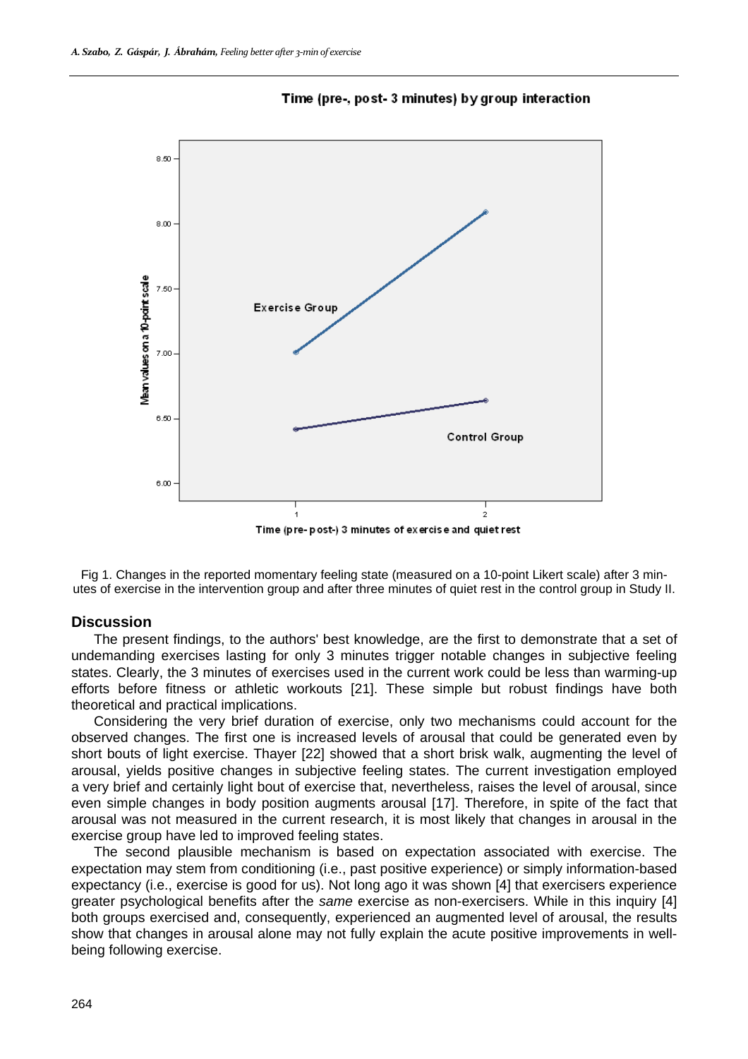Time (pre-, post- 3 minutes) by group interaction

Fig 1. Changes in the reported momentary feeling state (measured on a 10-point Likert scale) after 3 minutes of exercise in the intervention group and after three minutes of quiet rest in the control group in Study II.

## Discussion

The present findings, to the authors' best knowledge, are the first to demonstrate that a set of undemanding exercises lasting for only 3 minutes trigger notable changes in subjective feeling states. Clearly, the 3 minutes of exercises used in the current work could be less than warming-up efforts before fitness or athletic workouts [21]. These simple but robust findings have both theoretical and practical implications.

Considering the very brief duration of exercise, only two mechanisms could account for the observed changes. The first one is increased levels of arousal that could be generated even by short bouts of light exercise. Thayer [22] showed that a short brisk walk, augmenting the level of arousal, yields positive changes in subjective feeling states. The current investigation employed a very brief and certainly light bout of exercise that, nevertheless, raises the level of arousal, since even simple changes in body position augments arousal [17]. Therefore, in spite of the fact that arousal was not measured in the current research, it is most likely that changes in arousal in the exercise group have led to improved feeling states.

The second plausible mechanism is based on expectation associated with exercise. The expectation may stem from conditioning (i.e., past positive experience) or simply information-based expectancy (i.e., exercise is good for us). Not long ago it was shown [4] that exercisers experience greater psychological benefits after the *same* exercise as non-exercisers. While in this inquiry [4] both groups exercised and, consequently, experienced an augmented level of arousal, the results show that changes in arousal alone may not fully explain the acute positive improvements in well-being following exercise.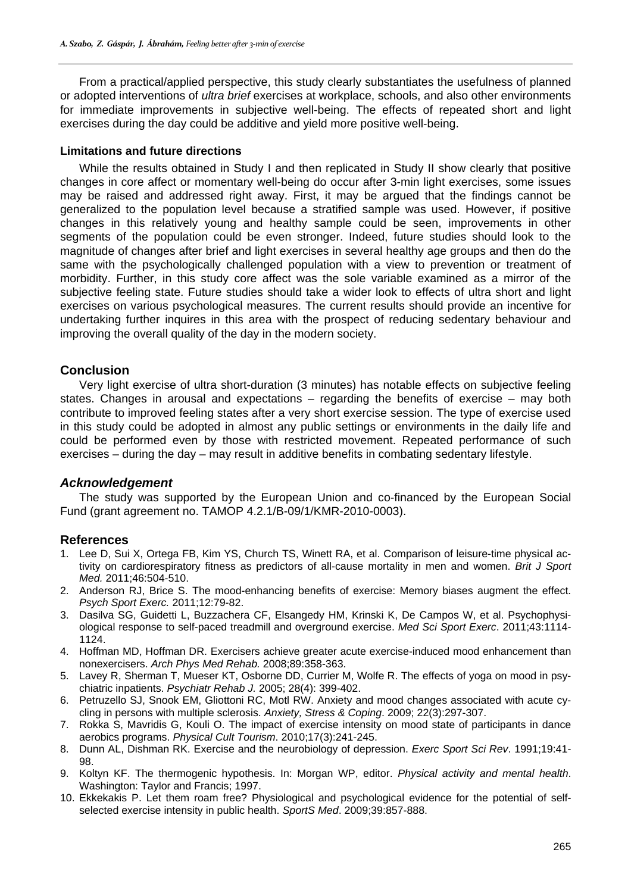From a practical/applied perspective, this study clearly substantiates the usefulness of planned or adopted interventions of *ultra brief* exercises at workplace, schools, and also other environments for immediate improvements in subjective well-being. The effects of repeated short and light exercises during the day could be additive and yield more positive well-being.

**Limitations and future directions**

While the results obtained in Study I and then replicated in Study II show clearly that positive changes in core affect or momentary well-being do occur after 3-min light exercises, some issues may be raised and addressed right away. First, it may be argued that the findings cannot be generalized to the population level because a stratified sample was used. However, if positive changes in this relatively young and healthy sample could be seen, improvements in other segments of the population could be even stronger. Indeed, future studies should look to the magnitude of changes after brief and light exercises in several healthy age groups and then do the same with the psychologically challenged population with a view to prevention or treatment of morbidity. Further, in this study core affect was the sole variable examined as a mirror of the subjective feeling state. Future studies should take a wider look to effects of ultra short and light exercises on various psychological measures. The current results should provide an incentive for undertaking further inquires in this area with the prospect of reducing sedentary behaviour and improving the overall quality of the day in the modern society.

## Conclusion

Very light exercise of ultra short-duration (3 minutes) has notable effects on subjective feeling states. Changes in arousal and expectations – regarding the benefits of exercise – may both contribute to improved feeling states after a very short exercise session. The type of exercise used in this study could be adopted in almost any public settings or environments in the daily life and could be performed even by those with restricted movement. Repeated performance of such exercises – during the day – may result in additive benefits in combating sedentary lifestyle.

### *Acknowledgement*

The study was supported by the European Union and co-financed by the European Social Fund (grant agreement no. TAMOP 4.2.1/B-09/1/KMR-2010-0003).

## References

1. Lee D, Sui X, Ortega FB, Kim YS, Church TS, Winett RA, et al. Comparison of leisure-time physical activity on cardiorespiratory fitness as predictors of all-cause mortality in men and women. *Brit J Sport Med.* 2011;46:504-510.
2. Anderson RJ, Brice S. The mood-enhancing benefits of exercise: Memory biases augment the effect. *Psych Sport Exerc.* 2011;12:79-82.
3. Dasilva SG, Guidetti L, Buzzachera CF, Elsangedy HM, Krinski K, De Campos W, et al. Psychophysiological response to self-paced treadmill and overground exercise. *Med Sci Sport Exerc*. 2011;43:1114-1124.
4. Hoffman MD, Hoffman DR. Exercisers achieve greater acute exercise-induced mood enhancement than nonexercisers. *Arch Phys Med Rehab.* 2008;89:358-363.
5. Lavey R, Sherman T, Mueser KT, Osborne DD, Currier M, Wolfe R. The effects of yoga on mood in psychiatric inpatients. *Psychiatr Rehab J.* 2005; 28(4): 399-402.
6. Petruzello SJ, Snook EM, Gliottoni RC, Motl RW. Anxiety and mood changes associated with acute cycling in persons with multiple sclerosis. *Anxiety, Stress & Coping*. 2009; 22(3):297-307.
7. Rokka S, Mavridis G, Kouli O. The impact of exercise intensity on mood state of participants in dance aerobics programs. *Physical Cult Tourism*. 2010;17(3):241-245.
8. Dunn AL, Dishman RK. Exercise and the neurobiology of depression. *Exerc Sport Sci Rev*. 1991;19:41-98.
9. Koltyn KF. The thermogenic hypothesis. In: Morgan WP, editor. *Physical activity and mental health*. Washington: Taylor and Francis; 1997.
10. Ekkekakis P. Let them roam free? Physiological and psychological evidence for the potential of self-selected exercise intensity in public health. *SportS Med*. 2009;39:857-888.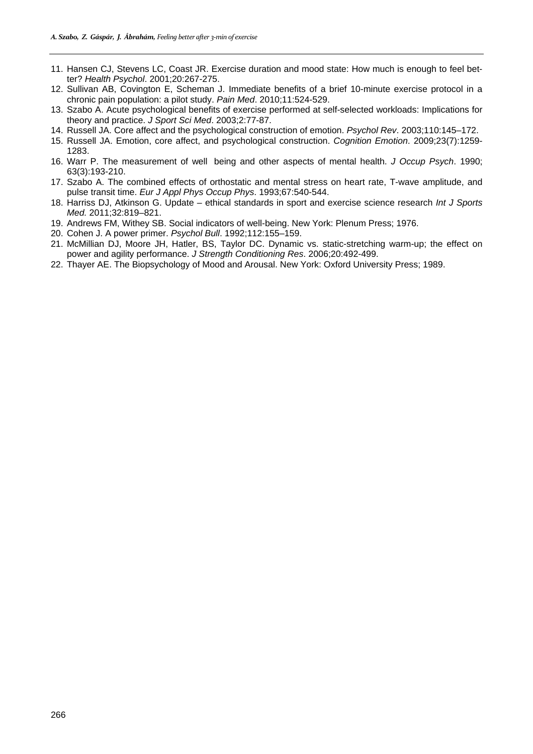11. Hansen CJ, Stevens LC, Coast JR. Exercise duration and mood state: How much is enough to feel better? *Health Psychol*. 2001;20:267-275.
12. Sullivan AB, Covington E, Scheman J. Immediate benefits of a brief 10-minute exercise protocol in a chronic pain population: a pilot study. *Pain Med*. 2010;11:524-529.
13. Szabo A. Acute psychological benefits of exercise performed at self-selected workloads: Implications for theory and practice. *J Sport Sci Med*. 2003;2:77-87.
14. Russell JA. Core affect and the psychological construction of emotion. *Psychol Rev*. 2003;110:145–172.
15. Russell JA. Emotion, core affect, and psychological construction. *Cognition Emotion*. 2009;23(7):1259-1283.
16. Warr P. The measurement of well being and other aspects of mental health. *J Occup Psych*. 1990; 63(3):193-210.
17. Szabo A. The combined effects of orthostatic and mental stress on heart rate, T-wave amplitude, and pulse transit time. *Eur J Appl Phys Occup Phys*. 1993;67:540-544.
18. Harriss DJ, Atkinson G. Update – ethical standards in sport and exercise science research *Int J Sports Med.* 2011;32:819–821.
19. Andrews FM, Withey SB. Social indicators of well-being. New York: Plenum Press; 1976.
20. Cohen J. A power primer. *Psychol Bull*. 1992;112:155–159.
21. McMillian DJ, Moore JH, Hatler, BS, Taylor DC. Dynamic vs. static-stretching warm-up; the effect on power and agility performance. *J Strength Conditioning Res*. 2006;20:492-499.
22. Thayer AE. The Biopsychology of Mood and Arousal. New York: Oxford University Press; 1989.